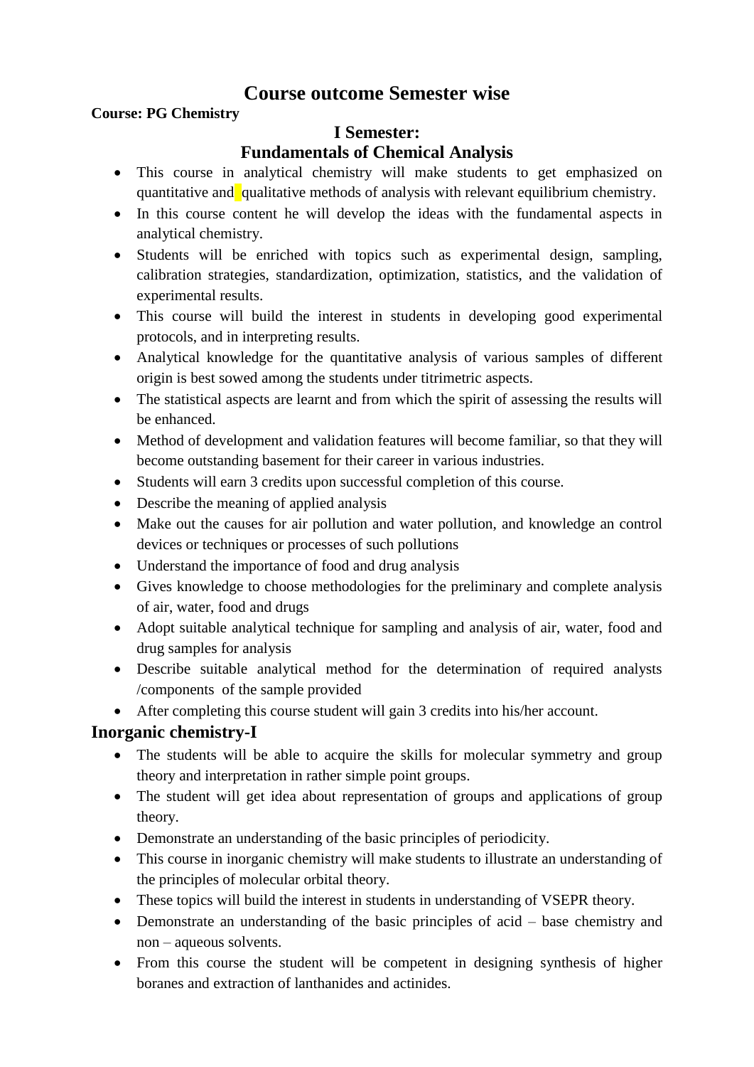# Course outcome Semester wise

**Course: PG Chemistry**

## I Semester:

## Fundamentals of Chemical Analysis

- This course in analytical chemistry will make students to get emphasized on quantitative and qualitative methods of analysis with relevant equilibrium chemistry.
- In this course content he will develop the ideas with the fundamental aspects in analytical chemistry.
- Students will be enriched with topics such as experimental design, sampling, calibration strategies, standardization, optimization, statistics, and the validation of experimental results.
- This course will build the interest in students in developing good experimental protocols, and in interpreting results.
- Analytical knowledge for the quantitative analysis of various samples of different origin is best sowed among the students under titrimetric aspects.
- The statistical aspects are learnt and from which the spirit of assessing the results will be enhanced.
- Method of development and validation features will become familiar, so that they will become outstanding basement for their career in various industries.
- Students will earn 3 credits upon successful completion of this course.
- Describe the meaning of applied analysis
- Make out the causes for air pollution and water pollution, and knowledge an control devices or techniques or processes of such pollutions
- Understand the importance of food and drug analysis
- Gives knowledge to choose methodologies for the preliminary and complete analysis of air, water, food and drugs
- Adopt suitable analytical technique for sampling and analysis of air, water, food and drug samples for analysis
- Describe suitable analytical method for the determination of required analysts /components of the sample provided
- After completing this course student will gain 3 credits into his/her account.

## Inorganic chemistry-I

- The students will be able to acquire the skills for molecular symmetry and group theory and interpretation in rather simple point groups.
- The student will get idea about representation of groups and applications of group theory.
- Demonstrate an understanding of the basic principles of periodicity.
- This course in inorganic chemistry will make students to illustrate an understanding of the principles of molecular orbital theory.
- These topics will build the interest in students in understanding of VSEPR theory.
- Demonstrate an understanding of the basic principles of acid – base chemistry and non – aqueous solvents.
- From this course the student will be competent in designing synthesis of higher boranes and extraction of lanthanides and actinides.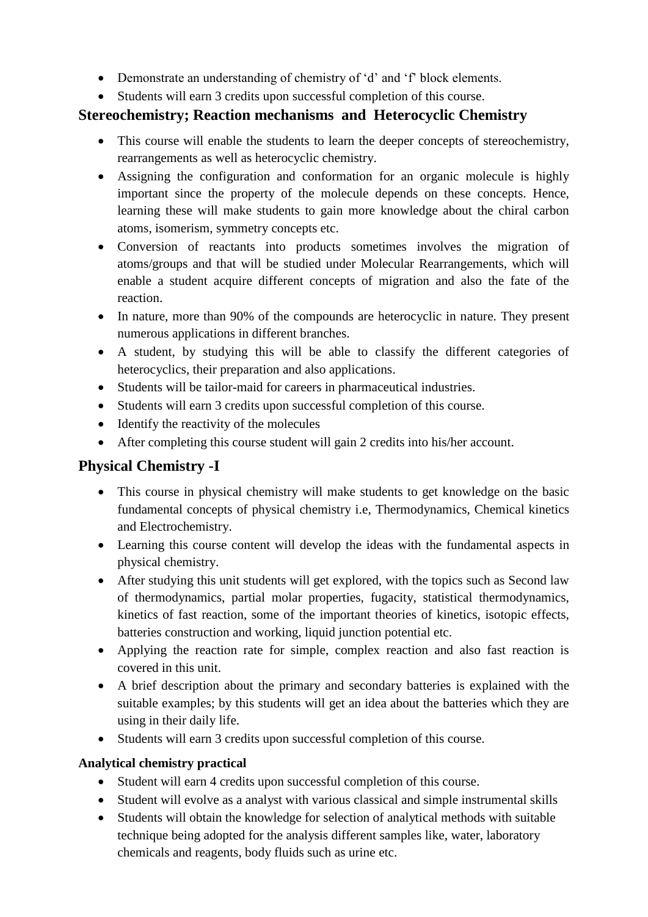- Demonstrate an understanding of chemistry of 'd' and 'f' block elements.
- Students will earn 3 credits upon successful completion of this course.

## Stereochemistry; Reaction mechanisms and Heterocyclic Chemistry

- This course will enable the students to learn the deeper concepts of stereochemistry, rearrangements as well as heterocyclic chemistry.
- Assigning the configuration and conformation for an organic molecule is highly important since the property of the molecule depends on these concepts. Hence, learning these will make students to gain more knowledge about the chiral carbon atoms, isomerism, symmetry concepts etc.
- Conversion of reactants into products sometimes involves the migration of atoms/groups and that will be studied under Molecular Rearrangements, which will enable a student acquire different concepts of migration and also the fate of the reaction.
- In nature, more than 90% of the compounds are heterocyclic in nature. They present numerous applications in different branches.
- A student, by studying this will be able to classify the different categories of heterocyclics, their preparation and also applications.
- Students will be tailor-maid for careers in pharmaceutical industries.
- Students will earn 3 credits upon successful completion of this course.
- Identify the reactivity of the molecules
- After completing this course student will gain 2 credits into his/her account.

## Physical Chemistry -I

- This course in physical chemistry will make students to get knowledge on the basic fundamental concepts of physical chemistry i.e, Thermodynamics, Chemical kinetics and Electrochemistry.
- Learning this course content will develop the ideas with the fundamental aspects in physical chemistry.
- After studying this unit students will get explored, with the topics such as Second law of thermodynamics, partial molar properties, fugacity, statistical thermodynamics, kinetics of fast reaction, some of the important theories of kinetics, isotopic effects, batteries construction and working, liquid junction potential etc.
- Applying the reaction rate for simple, complex reaction and also fast reaction is covered in this unit.
- A brief description about the primary and secondary batteries is explained with the suitable examples; by this students will get an idea about the batteries which they are using in their daily life.
- Students will earn 3 credits upon successful completion of this course.

### Analytical chemistry practical

- Student will earn 4 credits upon successful completion of this course.
- Student will evolve as a analyst with various classical and simple instrumental skills
- Students will obtain the knowledge for selection of analytical methods with suitable technique being adopted for the analysis different samples like, water, laboratory chemicals and reagents, body fluids such as urine etc.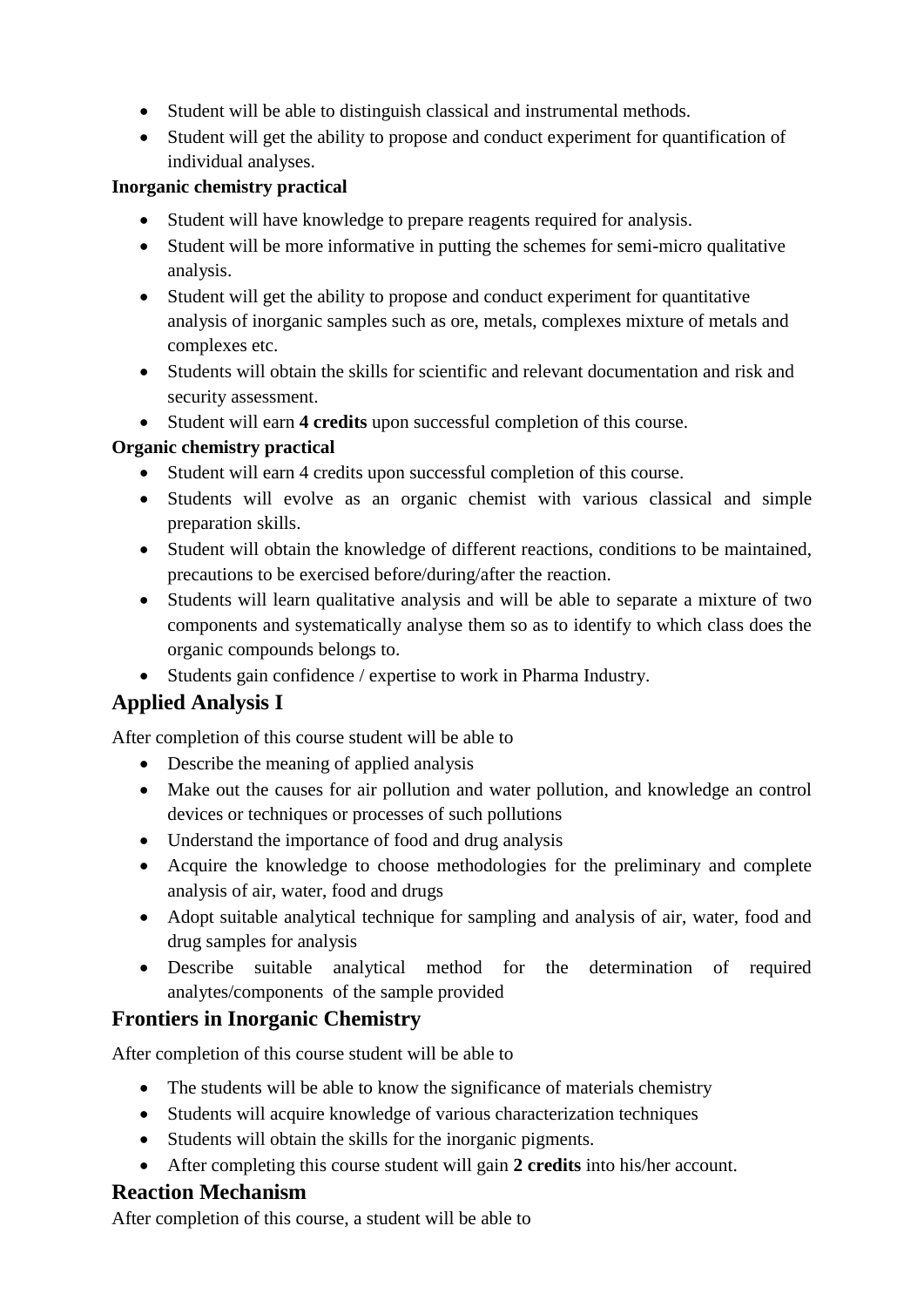- Student will be able to distinguish classical and instrumental methods.
- Student will get the ability to propose and conduct experiment for quantification of individual analyses.

**Inorganic chemistry practical**

- Student will have knowledge to prepare reagents required for analysis.
- Student will be more informative in putting the schemes for semi-micro qualitative analysis.
- Student will get the ability to propose and conduct experiment for quantitative analysis of inorganic samples such as ore, metals, complexes mixture of metals and complexes etc.
- Students will obtain the skills for scientific and relevant documentation and risk and security assessment.
- Student will earn **4 credits** upon successful completion of this course.

**Organic chemistry practical**

- Student will earn 4 credits upon successful completion of this course.
- Students will evolve as an organic chemist with various classical and simple preparation skills.
- Student will obtain the knowledge of different reactions, conditions to be maintained, precautions to be exercised before/during/after the reaction.
- Students will learn qualitative analysis and will be able to separate a mixture of two components and systematically analyse them so as to identify to which class does the organic compounds belongs to.
- Students gain confidence / expertise to work in Pharma Industry.

## Applied Analysis I

After completion of this course student will be able to

- Describe the meaning of applied analysis
- Make out the causes for air pollution and water pollution, and knowledge an control devices or techniques or processes of such pollutions
- Understand the importance of food and drug analysis
- Acquire the knowledge to choose methodologies for the preliminary and complete analysis of air, water, food and drugs
- Adopt suitable analytical technique for sampling and analysis of air, water, food and drug samples for analysis
- Describe suitable analytical method for the determination of required analytes/components of the sample provided

## Frontiers in Inorganic Chemistry

After completion of this course student will be able to

- The students will be able to know the significance of materials chemistry
- Students will acquire knowledge of various characterization techniques
- Students will obtain the skills for the inorganic pigments.
- After completing this course student will gain **2 credits** into his/her account.

## Reaction Mechanism

After completion of this course, a student will be able to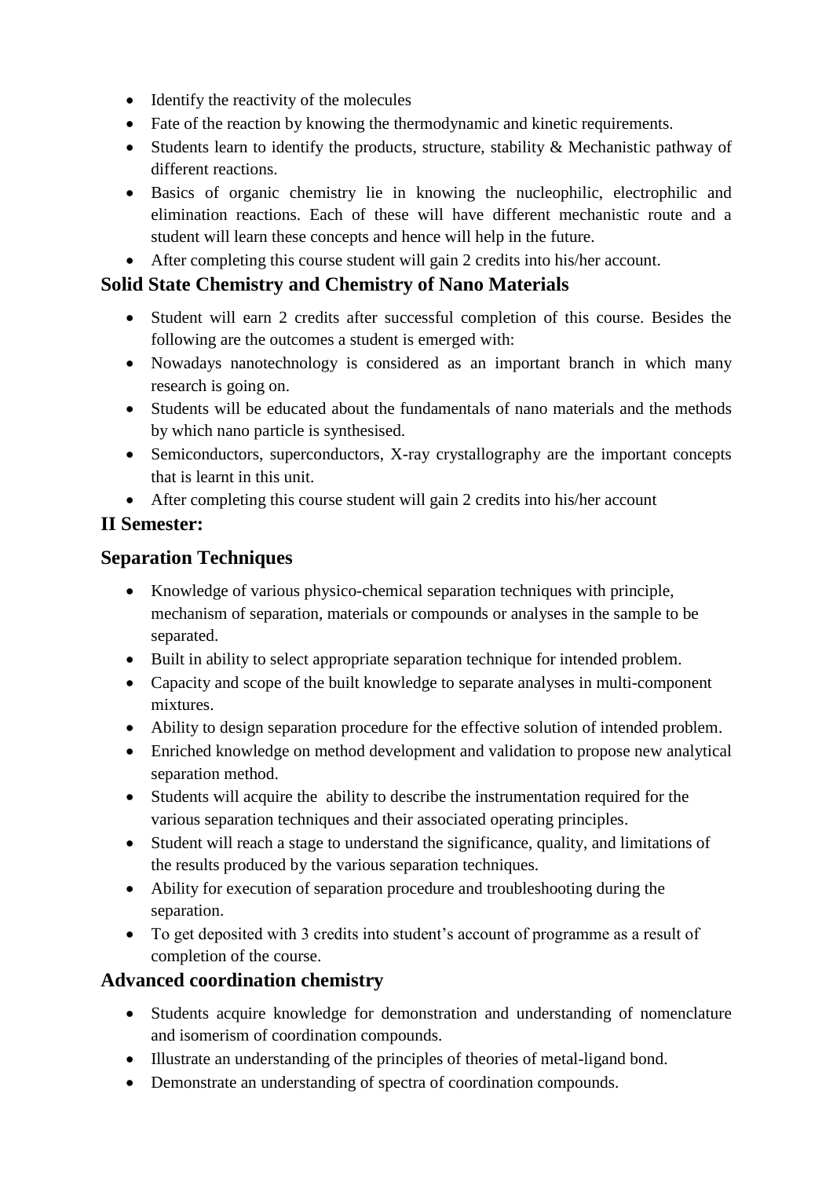- Identify the reactivity of the molecules
- Fate of the reaction by knowing the thermodynamic and kinetic requirements.
- Students learn to identify the products, structure, stability & Mechanistic pathway of different reactions.
- Basics of organic chemistry lie in knowing the nucleophilic, electrophilic and elimination reactions. Each of these will have different mechanistic route and a student will learn these concepts and hence will help in the future.
- After completing this course student will gain 2 credits into his/her account.

## Solid State Chemistry and Chemistry of Nano Materials

- Student will earn 2 credits after successful completion of this course. Besides the following are the outcomes a student is emerged with:
- Nowadays nanotechnology is considered as an important branch in which many research is going on.
- Students will be educated about the fundamentals of nano materials and the methods by which nano particle is synthesised.
- Semiconductors, superconductors, X-ray crystallography are the important concepts that is learnt in this unit.
- After completing this course student will gain 2 credits into his/her account

## II Semester:

## Separation Techniques

- Knowledge of various physico-chemical separation techniques with principle, mechanism of separation, materials or compounds or analyses in the sample to be separated.
- Built in ability to select appropriate separation technique for intended problem.
- Capacity and scope of the built knowledge to separate analyses in multi-component mixtures.
- Ability to design separation procedure for the effective solution of intended problem.
- Enriched knowledge on method development and validation to propose new analytical separation method.
- Students will acquire the ability to describe the instrumentation required for the various separation techniques and their associated operating principles.
- Student will reach a stage to understand the significance, quality, and limitations of the results produced by the various separation techniques.
- Ability for execution of separation procedure and troubleshooting during the separation.
- To get deposited with 3 credits into student's account of programme as a result of completion of the course.

## Advanced coordination chemistry

- Students acquire knowledge for demonstration and understanding of nomenclature and isomerism of coordination compounds.
- Illustrate an understanding of the principles of theories of metal-ligand bond.
- Demonstrate an understanding of spectra of coordination compounds.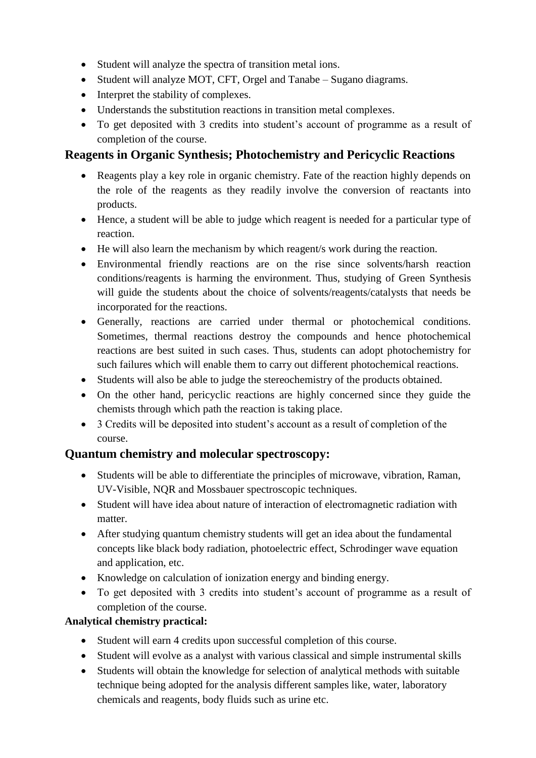- Student will analyze the spectra of transition metal ions.
- Student will analyze MOT, CFT, Orgel and Tanabe – Sugano diagrams.
- Interpret the stability of complexes.
- Understands the substitution reactions in transition metal complexes.
- To get deposited with 3 credits into student's account of programme as a result of completion of the course.

## Reagents in Organic Synthesis; Photochemistry and Pericyclic Reactions

- Reagents play a key role in organic chemistry. Fate of the reaction highly depends on the role of the reagents as they readily involve the conversion of reactants into products.
- Hence, a student will be able to judge which reagent is needed for a particular type of reaction.
- He will also learn the mechanism by which reagent/s work during the reaction.
- Environmental friendly reactions are on the rise since solvents/harsh reaction conditions/reagents is harming the environment. Thus, studying of Green Synthesis will guide the students about the choice of solvents/reagents/catalysts that needs be incorporated for the reactions.
- Generally, reactions are carried under thermal or photochemical conditions. Sometimes, thermal reactions destroy the compounds and hence photochemical reactions are best suited in such cases. Thus, students can adopt photochemistry for such failures which will enable them to carry out different photochemical reactions.
- Students will also be able to judge the stereochemistry of the products obtained.
- On the other hand, pericyclic reactions are highly concerned since they guide the chemists through which path the reaction is taking place.
- 3 Credits will be deposited into student's account as a result of completion of the course.

## Quantum chemistry and molecular spectroscopy:

- Students will be able to differentiate the principles of microwave, vibration, Raman, UV-Visible, NQR and Mossbauer spectroscopic techniques.
- Student will have idea about nature of interaction of electromagnetic radiation with matter.
- After studying quantum chemistry students will get an idea about the fundamental concepts like black body radiation, photoelectric effect, Schrodinger wave equation and application, etc.
- Knowledge on calculation of ionization energy and binding energy.
- To get deposited with 3 credits into student's account of programme as a result of completion of the course.

**Analytical chemistry practical:**

- Student will earn 4 credits upon successful completion of this course.
- Student will evolve as a analyst with various classical and simple instrumental skills
- Students will obtain the knowledge for selection of analytical methods with suitable technique being adopted for the analysis different samples like, water, laboratory chemicals and reagents, body fluids such as urine etc.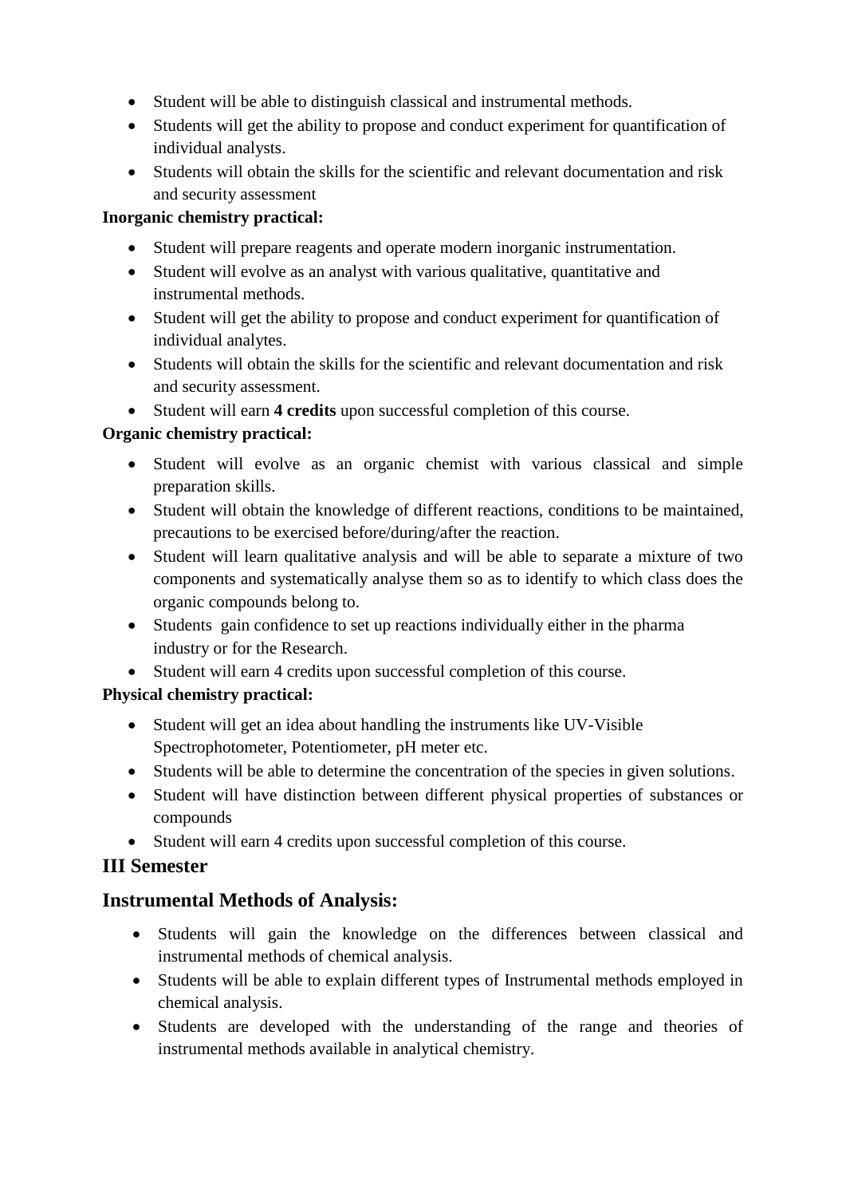- Student will be able to distinguish classical and instrumental methods.
- Students will get the ability to propose and conduct experiment for quantification of individual analysts.
- Students will obtain the skills for the scientific and relevant documentation and risk and security assessment

**Inorganic chemistry practical:**

- Student will prepare reagents and operate modern inorganic instrumentation.
- Student will evolve as an analyst with various qualitative, quantitative and instrumental methods.
- Student will get the ability to propose and conduct experiment for quantification of individual analytes.
- Students will obtain the skills for the scientific and relevant documentation and risk and security assessment.
- Student will earn **4 credits** upon successful completion of this course.

**Organic chemistry practical:**

- Student will evolve as an organic chemist with various classical and simple preparation skills.
- Student will obtain the knowledge of different reactions, conditions to be maintained, precautions to be exercised before/during/after the reaction.
- Student will learn qualitative analysis and will be able to separate a mixture of two components and systematically analyse them so as to identify to which class does the organic compounds belong to.
- Students gain confidence to set up reactions individually either in the pharma industry or for the Research.
- Student will earn 4 credits upon successful completion of this course.

**Physical chemistry practical:**

- Student will get an idea about handling the instruments like UV-Visible Spectrophotometer, Potentiometer, pH meter etc.
- Students will be able to determine the concentration of the species in given solutions.
- Student will have distinction between different physical properties of substances or compounds
- Student will earn 4 credits upon successful completion of this course.

## III Semester

## Instrumental Methods of Analysis:

- Students will gain the knowledge on the differences between classical and instrumental methods of chemical analysis.
- Students will be able to explain different types of Instrumental methods employed in chemical analysis.
- Students are developed with the understanding of the range and theories of instrumental methods available in analytical chemistry.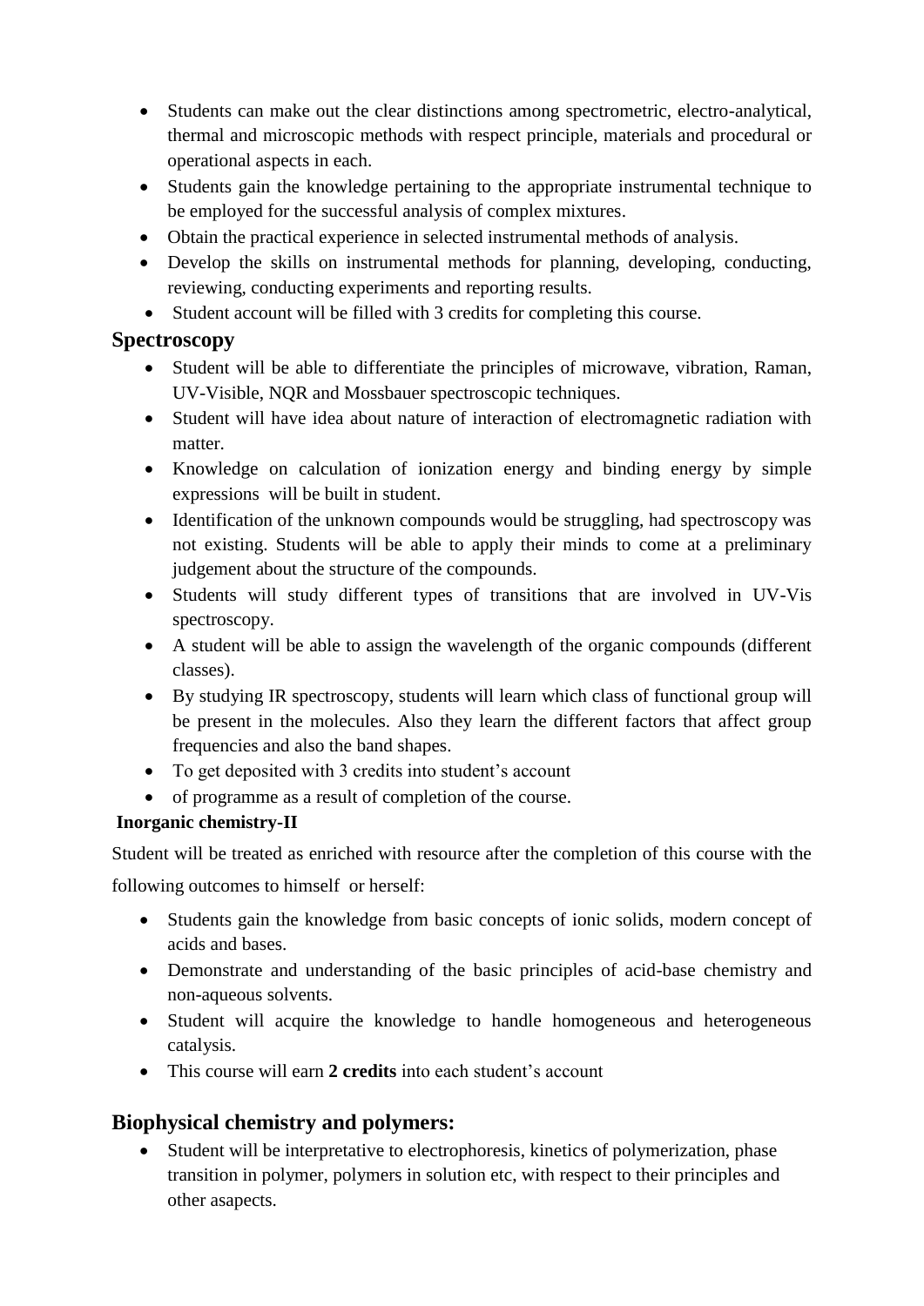- Students can make out the clear distinctions among spectrometric, electro-analytical, thermal and microscopic methods with respect principle, materials and procedural or operational aspects in each.
- Students gain the knowledge pertaining to the appropriate instrumental technique to be employed for the successful analysis of complex mixtures.
- Obtain the practical experience in selected instrumental methods of analysis.
- Develop the skills on instrumental methods for planning, developing, conducting, reviewing, conducting experiments and reporting results.
- Student account will be filled with 3 credits for completing this course.

## Spectroscopy

- Student will be able to differentiate the principles of microwave, vibration, Raman, UV-Visible, NQR and Mossbauer spectroscopic techniques.
- Student will have idea about nature of interaction of electromagnetic radiation with matter.
- Knowledge on calculation of ionization energy and binding energy by simple expressions will be built in student.
- Identification of the unknown compounds would be struggling, had spectroscopy was not existing. Students will be able to apply their minds to come at a preliminary judgement about the structure of the compounds.
- Students will study different types of transitions that are involved in UV-Vis spectroscopy.
- A student will be able to assign the wavelength of the organic compounds (different classes).
- By studying IR spectroscopy, students will learn which class of functional group will be present in the molecules. Also they learn the different factors that affect group frequencies and also the band shapes.
- To get deposited with 3 credits into student's account
- of programme as a result of completion of the course.

**Inorganic chemistry-II**

Student will be treated as enriched with resource after the completion of this course with the following outcomes to himself or herself:

- Students gain the knowledge from basic concepts of ionic solids, modern concept of acids and bases.
- Demonstrate and understanding of the basic principles of acid-base chemistry and non-aqueous solvents.
- Student will acquire the knowledge to handle homogeneous and heterogeneous catalysis.
- This course will earn **2 credits** into each student's account

## Biophysical chemistry and polymers:

- Student will be interpretative to electrophoresis, kinetics of polymerization, phase transition in polymer, polymers in solution etc, with respect to their principles and other asapects.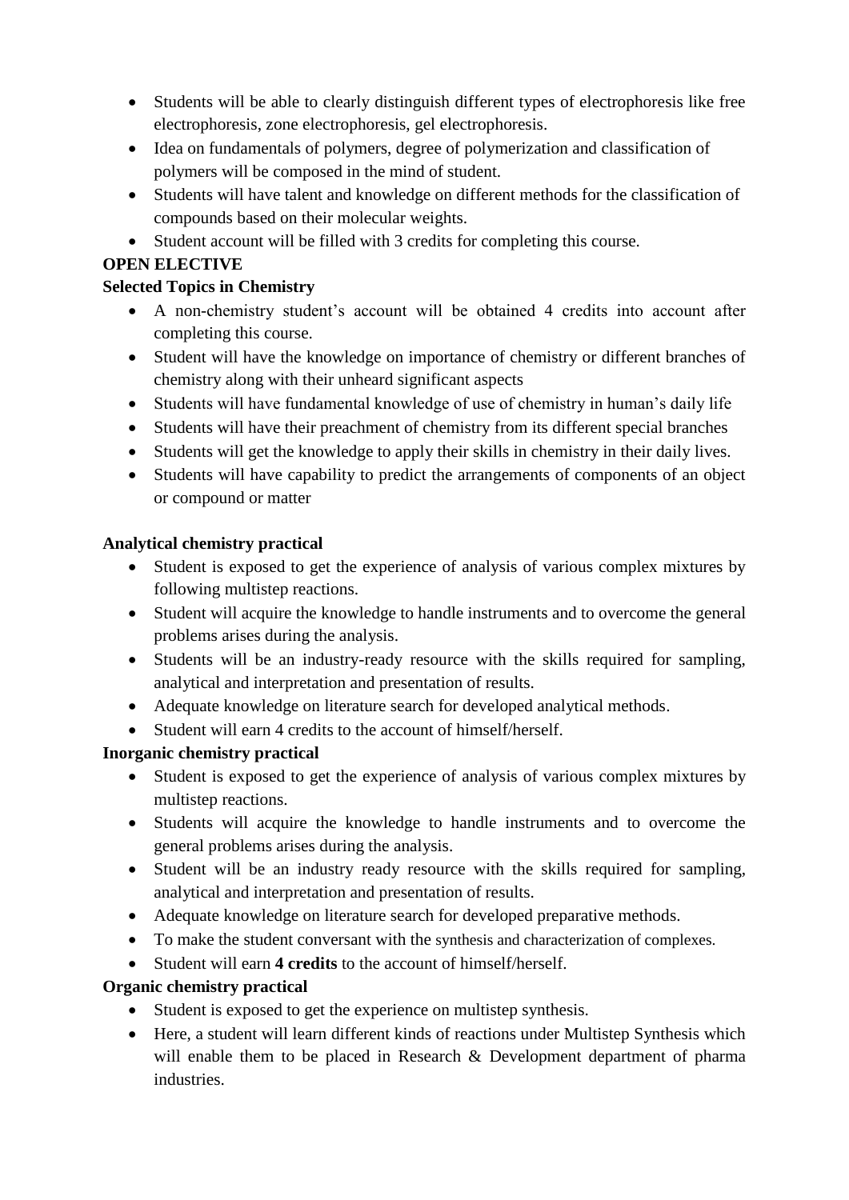- Students will be able to clearly distinguish different types of electrophoresis like free electrophoresis, zone electrophoresis, gel electrophoresis.
- Idea on fundamentals of polymers, degree of polymerization and classification of polymers will be composed in the mind of student.
- Students will have talent and knowledge on different methods for the classification of compounds based on their molecular weights.
- Student account will be filled with 3 credits for completing this course.

**OPEN ELECTIVE**

**Selected Topics in Chemistry**

- A non-chemistry student's account will be obtained 4 credits into account after completing this course.
- Student will have the knowledge on importance of chemistry or different branches of chemistry along with their unheard significant aspects
- Students will have fundamental knowledge of use of chemistry in human's daily life
- Students will have their preachment of chemistry from its different special branches
- Students will get the knowledge to apply their skills in chemistry in their daily lives.
- Students will have capability to predict the arrangements of components of an object or compound or matter

**Analytical chemistry practical**

- Student is exposed to get the experience of analysis of various complex mixtures by following multistep reactions.
- Student will acquire the knowledge to handle instruments and to overcome the general problems arises during the analysis.
- Students will be an industry-ready resource with the skills required for sampling, analytical and interpretation and presentation of results.
- Adequate knowledge on literature search for developed analytical methods.
- Student will earn 4 credits to the account of himself/herself.

**Inorganic chemistry practical**

- Student is exposed to get the experience of analysis of various complex mixtures by multistep reactions.
- Students will acquire the knowledge to handle instruments and to overcome the general problems arises during the analysis.
- Student will be an industry ready resource with the skills required for sampling, analytical and interpretation and presentation of results.
- Adequate knowledge on literature search for developed preparative methods.
- To make the student conversant with the synthesis and characterization of complexes.
- Student will earn **4 credits** to the account of himself/herself.

**Organic chemistry practical**

- Student is exposed to get the experience on multistep synthesis.
- Here, a student will learn different kinds of reactions under Multistep Synthesis which will enable them to be placed in Research & Development department of pharma industries.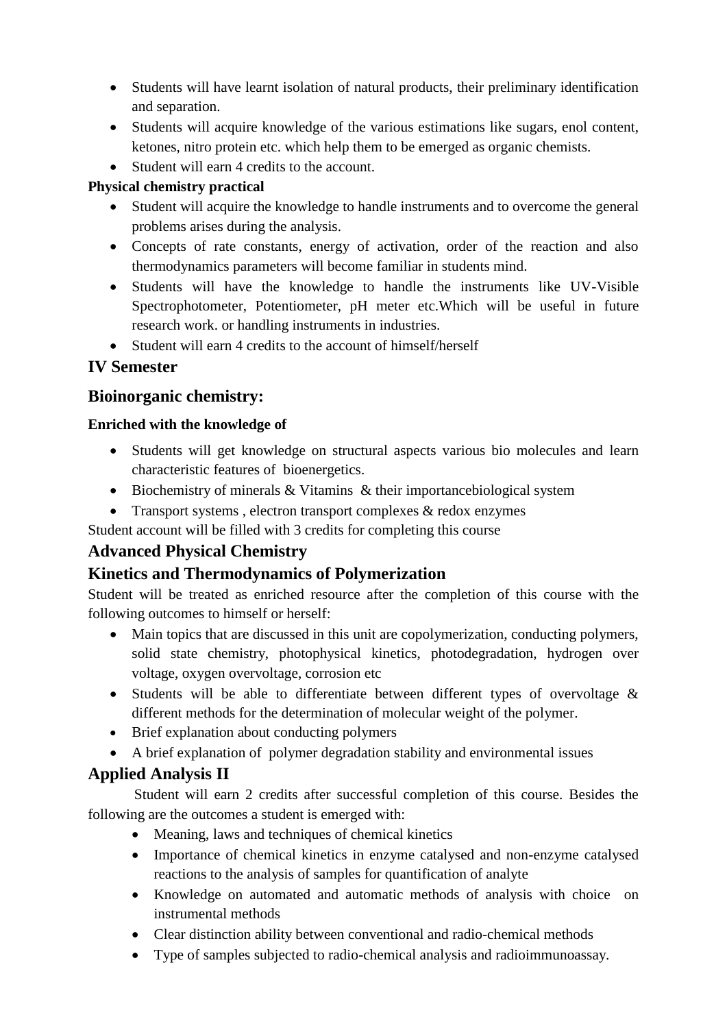- Students will have learnt isolation of natural products, their preliminary identification and separation.
- Students will acquire knowledge of the various estimations like sugars, enol content, ketones, nitro protein etc. which help them to be emerged as organic chemists.
- Student will earn 4 credits to the account.

**Physical chemistry practical**

- Student will acquire the knowledge to handle instruments and to overcome the general problems arises during the analysis.
- Concepts of rate constants, energy of activation, order of the reaction and also thermodynamics parameters will become familiar in students mind.
- Students will have the knowledge to handle the instruments like UV-Visible Spectrophotometer, Potentiometer, pH meter etc.Which will be useful in future research work. or handling instruments in industries.
- Student will earn 4 credits to the account of himself/herself

## IV Semester

## Bioinorganic chemistry:

**Enriched with the knowledge of**

- Students will get knowledge on structural aspects various bio molecules and learn characteristic features of bioenergetics.
- Biochemistry of minerals & Vitamins & their importancebiological system
- Transport systems , electron transport complexes & redox enzymes

Student account will be filled with 3 credits for completing this course

## Advanced Physical Chemistry

## Kinetics and Thermodynamics of Polymerization

Student will be treated as enriched resource after the completion of this course with the following outcomes to himself or herself:

- Main topics that are discussed in this unit are copolymerization, conducting polymers, solid state chemistry, photophysical kinetics, photodegradation, hydrogen over voltage, oxygen overvoltage, corrosion etc
- Students will be able to differentiate between different types of overvoltage & different methods for the determination of molecular weight of the polymer.
- Brief explanation about conducting polymers
- A brief explanation of polymer degradation stability and environmental issues

## Applied Analysis II

Student will earn 2 credits after successful completion of this course. Besides the following are the outcomes a student is emerged with:

- Meaning, laws and techniques of chemical kinetics
- Importance of chemical kinetics in enzyme catalysed and non-enzyme catalysed reactions to the analysis of samples for quantification of analyte
- Knowledge on automated and automatic methods of analysis with choice on instrumental methods
- Clear distinction ability between conventional and radio-chemical methods
- Type of samples subjected to radio-chemical analysis and radioimmunoassay.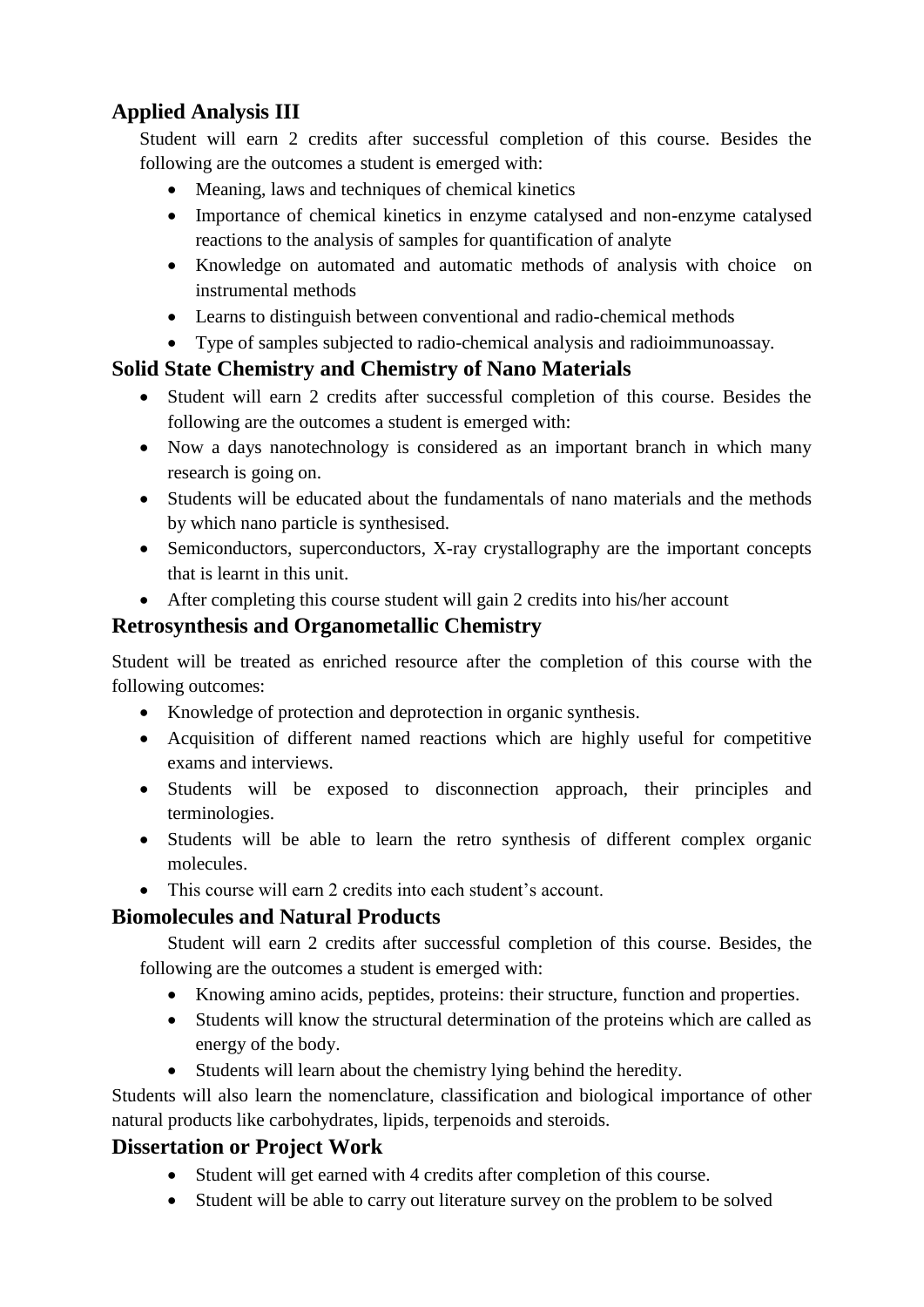## Applied Analysis III

Student will earn 2 credits after successful completion of this course. Besides the following are the outcomes a student is emerged with:

- Meaning, laws and techniques of chemical kinetics
- Importance of chemical kinetics in enzyme catalysed and non-enzyme catalysed reactions to the analysis of samples for quantification of analyte
- Knowledge on automated and automatic methods of analysis with choice on instrumental methods
- Learns to distinguish between conventional and radio-chemical methods
- Type of samples subjected to radio-chemical analysis and radioimmunoassay.

## Solid State Chemistry and Chemistry of Nano Materials

- Student will earn 2 credits after successful completion of this course. Besides the following are the outcomes a student is emerged with:
- Now a days nanotechnology is considered as an important branch in which many research is going on.
- Students will be educated about the fundamentals of nano materials and the methods by which nano particle is synthesised.
- Semiconductors, superconductors, X-ray crystallography are the important concepts that is learnt in this unit.
- After completing this course student will gain 2 credits into his/her account

## Retrosynthesis and Organometallic Chemistry

Student will be treated as enriched resource after the completion of this course with the following outcomes:

- Knowledge of protection and deprotection in organic synthesis.
- Acquisition of different named reactions which are highly useful for competitive exams and interviews.
- Students will be exposed to disconnection approach, their principles and terminologies.
- Students will be able to learn the retro synthesis of different complex organic molecules.
- This course will earn 2 credits into each student's account.

## Biomolecules and Natural Products

Student will earn 2 credits after successful completion of this course. Besides, the following are the outcomes a student is emerged with:

- Knowing amino acids, peptides, proteins: their structure, function and properties.
- Students will know the structural determination of the proteins which are called as energy of the body.
- Students will learn about the chemistry lying behind the heredity.

Students will also learn the nomenclature, classification and biological importance of other natural products like carbohydrates, lipids, terpenoids and steroids.

## Dissertation or Project Work

- Student will get earned with 4 credits after completion of this course.
- Student will be able to carry out literature survey on the problem to be solved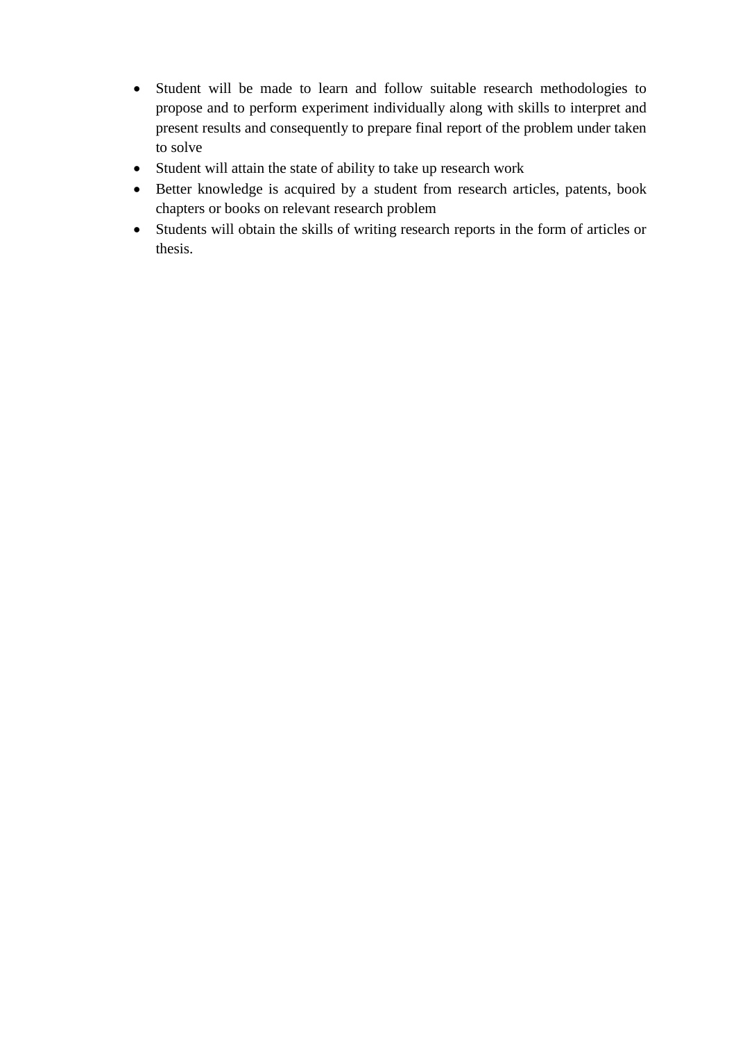- Student will be made to learn and follow suitable research methodologies to propose and to perform experiment individually along with skills to interpret and present results and consequently to prepare final report of the problem under taken to solve
- Student will attain the state of ability to take up research work
- Better knowledge is acquired by a student from research articles, patents, book chapters or books on relevant research problem
- Students will obtain the skills of writing research reports in the form of articles or thesis.